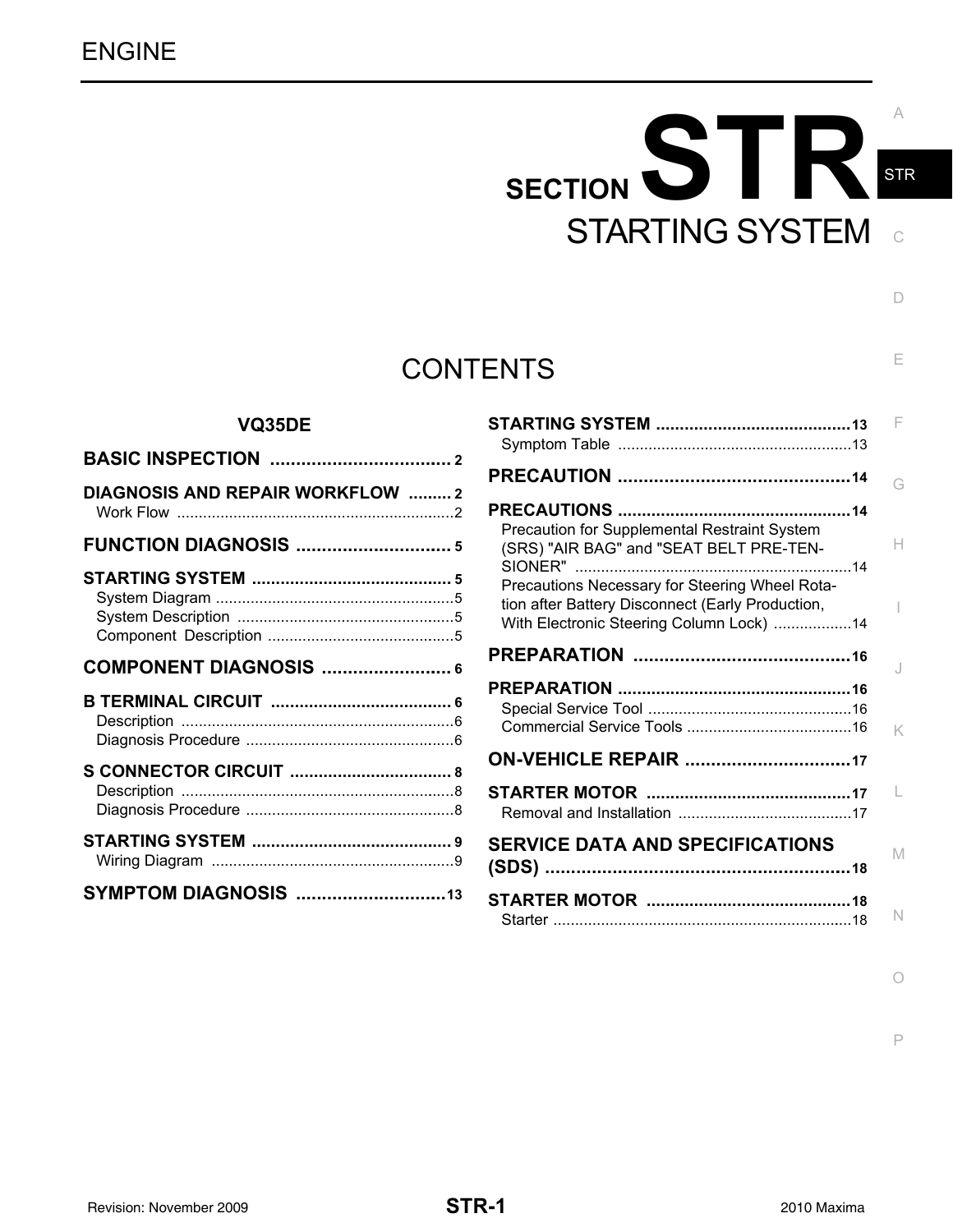ENGINE

# SECTION STR

# STARTING SYSTEM

## CONTENTS

### VQ35DE

**BASIC INSPECTION** .................................... 2

**DIAGNOSIS AND REPAIR WORKFLOW** ......... 2
- Work Flow ................................................................. 2

**FUNCTION DIAGNOSIS** ............................... 5

**STARTING SYSTEM** .......................................... 5
- System Diagram ....................................................... 5
- System Description .................................................. 5
- Component Description ........................................... 5

**COMPONENT DIAGNOSIS** .......................... 6

**B TERMINAL CIRCUIT** ...................................... 6
- Description ............................................................... 6
- Diagnosis Procedure ................................................ 6

**S CONNECTOR CIRCUIT** .................................. 8
- Description ............................................................... 8
- Diagnosis Procedure ................................................ 8

**STARTING SYSTEM** .......................................... 9
- Wiring Diagram ........................................................ 9

**SYMPTOM DIAGNOSIS** ..............................13

**STARTING SYSTEM** .........................................13
- Symptom Table ......................................................13

**PRECAUTION** .............................................14

**PRECAUTIONS** .................................................14
- Precaution for Supplemental Restraint System (SRS) "AIR BAG" and "SEAT BELT PRE-TENSIONER" ................................................................14
- Precautions Necessary for Steering Wheel Rotation after Battery Disconnect (Early Production, With Electronic Steering Column Lock) ..................14

**PREPARATION** ...........................................16

**PREPARATION** .................................................16
- Special Service Tool ...............................................16
- Commercial Service Tools ......................................16

**ON-VEHICLE REPAIR** .................................17

**STARTER MOTOR** ...........................................17
- Removal and Installation ........................................17

**SERVICE DATA AND SPECIFICATIONS (SDS)** ............................................................18

**STARTER MOTOR** ...........................................18
- Starter .....................................................................18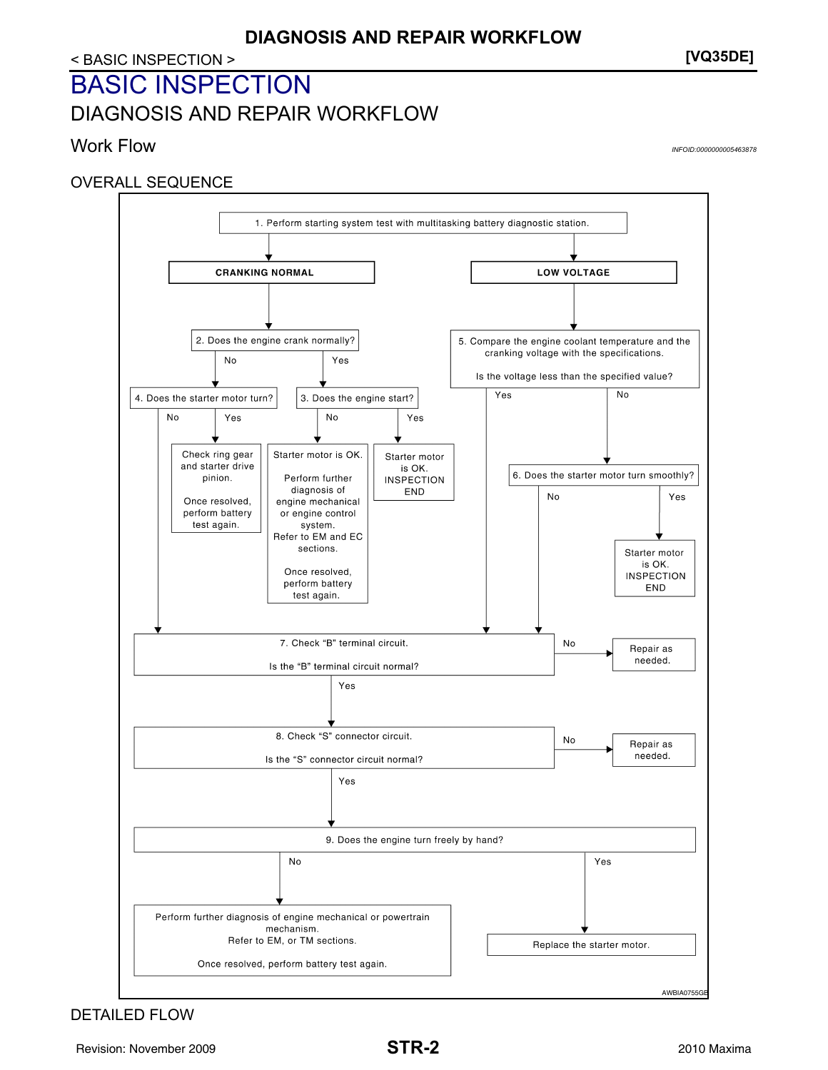# BASIC INSPECTION

## DIAGNOSIS AND REPAIR WORKFLOW

### Work Flow

INFOID:0000000005463878

#### OVERALL SEQUENCE

1. Perform starting system test with multitasking battery diagnostic station.

CRANKING NORMAL

LOW VOLTAGE

2. Does the engine crank normally?

No

Yes

4. Does the starter motor turn?

No

Yes

Check ring gear and starter drive pinion.

Once resolved, perform battery test again.

3. Does the engine start?

No

Yes

Starter motor is OK.

Perform further diagnosis of engine mechanical or engine control system.
Refer to EM and EC sections.

Once resolved, perform battery test again.

Starter motor is OK.
INSPECTION END

5. Compare the engine coolant temperature and the cranking voltage with the specifications.

Is the voltage less than the specified value?

Yes

No

6. Does the starter motor turn smoothly?

No

Yes

Starter motor is OK.
INSPECTION END

7. Check “B” terminal circuit.

Is the “B” terminal circuit normal?

No

Repair as needed.

Yes

8. Check “S” connector circuit.

Is the “S” connector circuit normal?

No

Repair as needed.

Yes

9. Does the engine turn freely by hand?

No

Yes

Perform further diagnosis of engine mechanical or powertrain mechanism.
Refer to EM, or TM sections.

Once resolved, perform battery test again.

Replace the starter motor.

AWBIA0755GB

#### DETAILED FLOW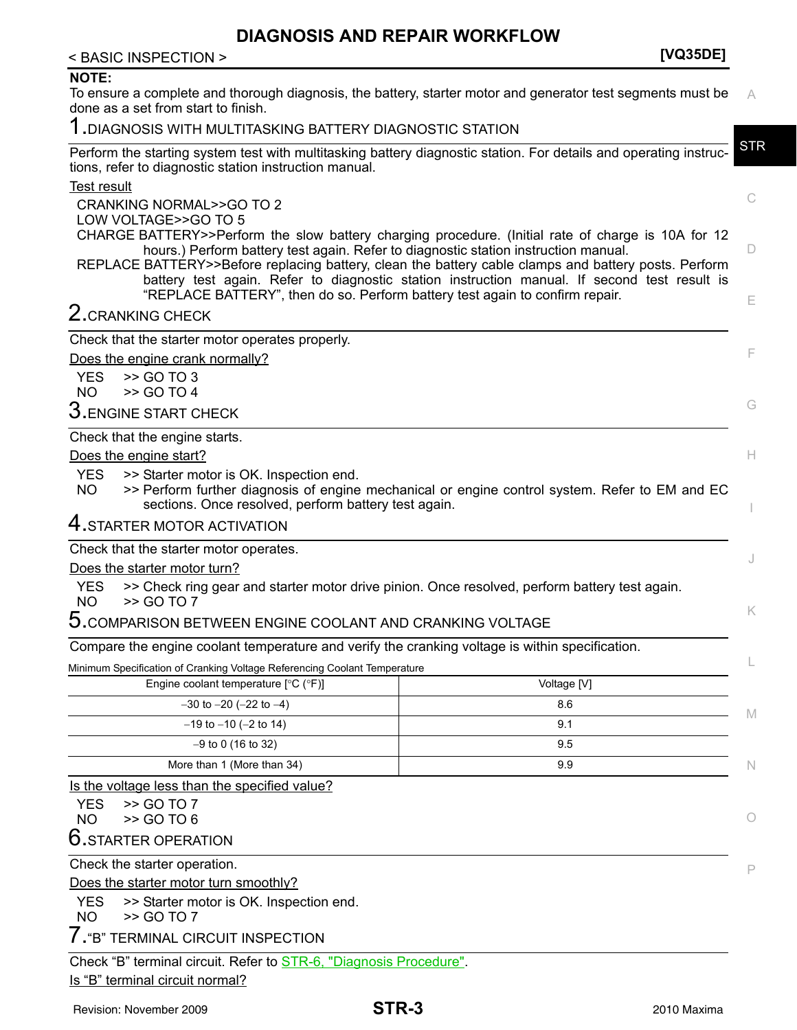# DIAGNOSIS AND REPAIR WORKFLOW

< BASIC INSPECTION > [VQ35DE]

**NOTE:**
To ensure a complete and thorough diagnosis, the battery, starter motor and generator test segments must be done as a set from start to finish.

## 1.DIAGNOSIS WITH MULTITASKING BATTERY DIAGNOSTIC STATION

Perform the starting system test with multitasking battery diagnostic station. For details and operating instructions, refer to diagnostic station instruction manual.

Test result

CRANKING NORMAL>>GO TO 2
LOW VOLTAGE>>GO TO 5
CHARGE BATTERY>>Perform the slow battery charging procedure. (Initial rate of charge is 10A for 12 hours.) Perform battery test again. Refer to diagnostic station instruction manual.
REPLACE BATTERY>>Before replacing battery, clean the battery cable clamps and battery posts. Perform battery test again. Refer to diagnostic station instruction manual. If second test result is "REPLACE BATTERY", then do so. Perform battery test again to confirm repair.

## 2.CRANKING CHECK

Check that the starter motor operates properly.

Does the engine crank normally?

YES >> GO TO 3
NO >> GO TO 4

## 3.ENGINE START CHECK

Check that the engine starts.

Does the engine start?

YES >> Starter motor is OK. Inspection end.
NO >> Perform further diagnosis of engine mechanical or engine control system. Refer to EM and EC sections. Once resolved, perform battery test again.

## 4.STARTER MOTOR ACTIVATION

Check that the starter motor operates.

Does the starter motor turn?

YES >> Check ring gear and starter motor drive pinion. Once resolved, perform battery test again.
NO >> GO TO 7

## 5.COMPARISON BETWEEN ENGINE COOLANT AND CRANKING VOLTAGE

Compare the engine coolant temperature and verify the cranking voltage is within specification.

Minimum Specification of Cranking Voltage Referencing Coolant Temperature

| Engine coolant temperature [°C (°F)] | Voltage [V] |
|---|---|
| −30 to −20 (−22 to −4) | 8.6 |
| −19 to −10 (−2 to 14) | 9.1 |
| −9 to 0 (16 to 32) | 9.5 |
| More than 1 (More than 34) | 9.9 |

Is the voltage less than the specified value?

YES >> GO TO 7
NO >> GO TO 6

## 6.STARTER OPERATION

Check the starter operation.

Does the starter motor turn smoothly?

YES >> Starter motor is OK. Inspection end.
NO >> GO TO 7

## 7."B" TERMINAL CIRCUIT INSPECTION

Check "B" terminal circuit. Refer to STR-6, "Diagnosis Procedure".

Is "B" terminal circuit normal?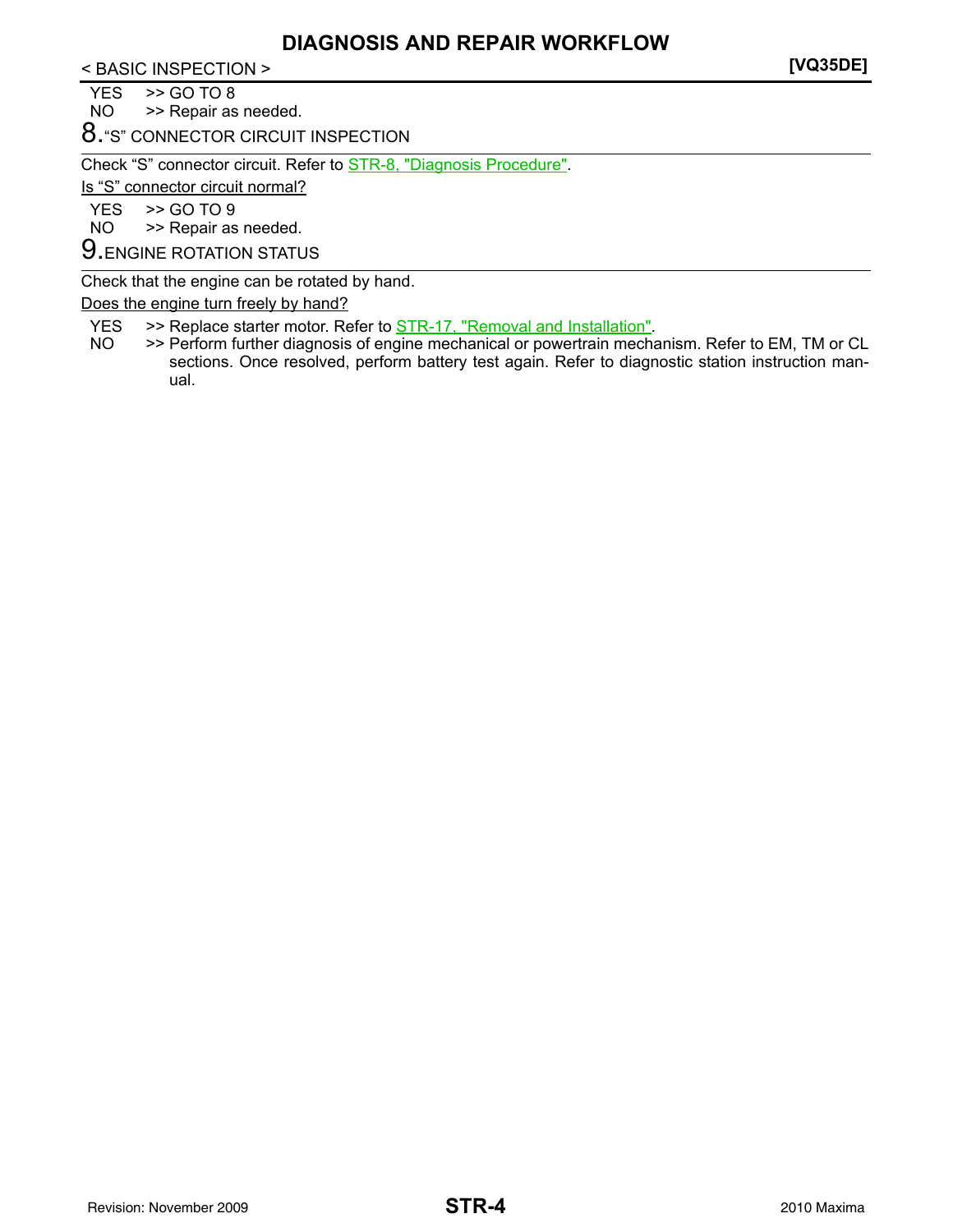YES >> GO TO 8

NO >> Repair as needed.

## 8.“S” CONNECTOR CIRCUIT INSPECTION

Check “S” connector circuit. Refer to STR-8, "Diagnosis Procedure".

Is “S” connector circuit normal?

YES >> GO TO 9

NO >> Repair as needed.

## 9.ENGINE ROTATION STATUS

Check that the engine can be rotated by hand.

Does the engine turn freely by hand?

YES >> Replace starter motor. Refer to STR-17, "Removal and Installation".

NO >> Perform further diagnosis of engine mechanical or powertrain mechanism. Refer to EM, TM or CL sections. Once resolved, perform battery test again. Refer to diagnostic station instruction manual.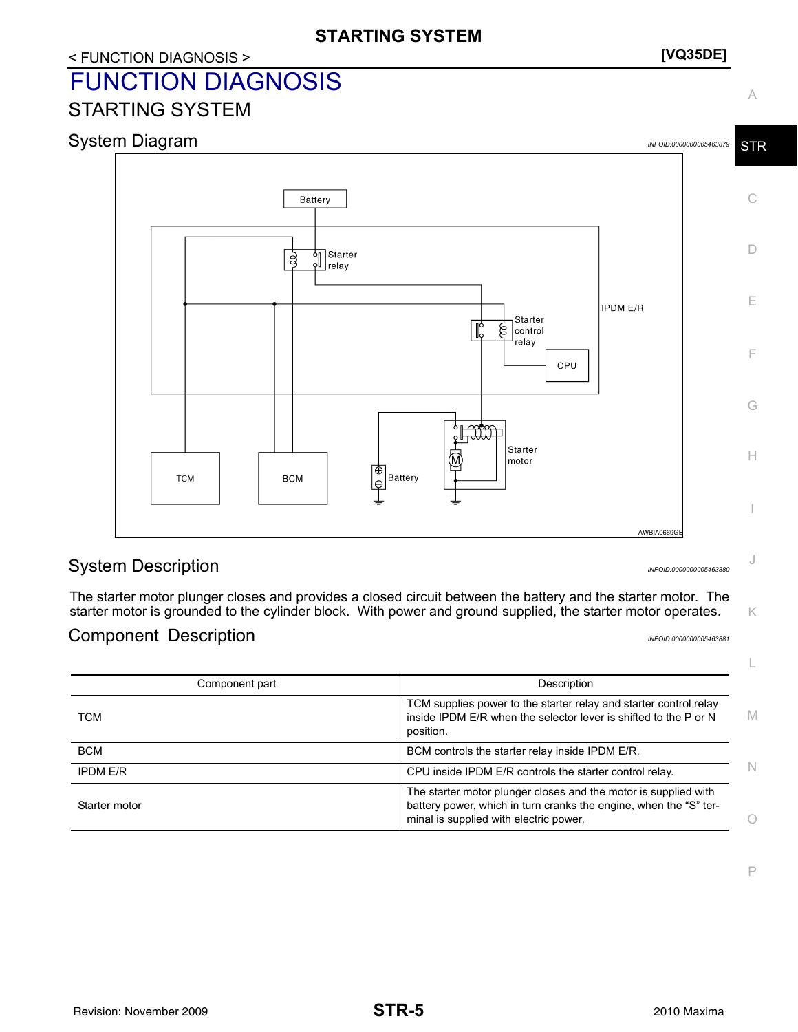# FUNCTION DIAGNOSIS

## STARTING SYSTEM

### System Diagram

INFOID:0000000005463879

### System Description

INFOID:0000000005463880

The starter motor plunger closes and provides a closed circuit between the battery and the starter motor. The starter motor is grounded to the cylinder block. With power and ground supplied, the starter motor operates.

### Component Description

INFOID:0000000005463881

| Component part | Description |
|---|---|
| TCM | TCM supplies power to the starter relay and starter control relay inside IPDM E/R when the selector lever is shifted to the P or N position. |
| BCM | BCM controls the starter relay inside IPDM E/R. |
| IPDM E/R | CPU inside IPDM E/R controls the starter control relay. |
| Starter motor | The starter motor plunger closes and the motor is supplied with battery power, which in turn cranks the engine, when the "S" terminal is supplied with electric power. |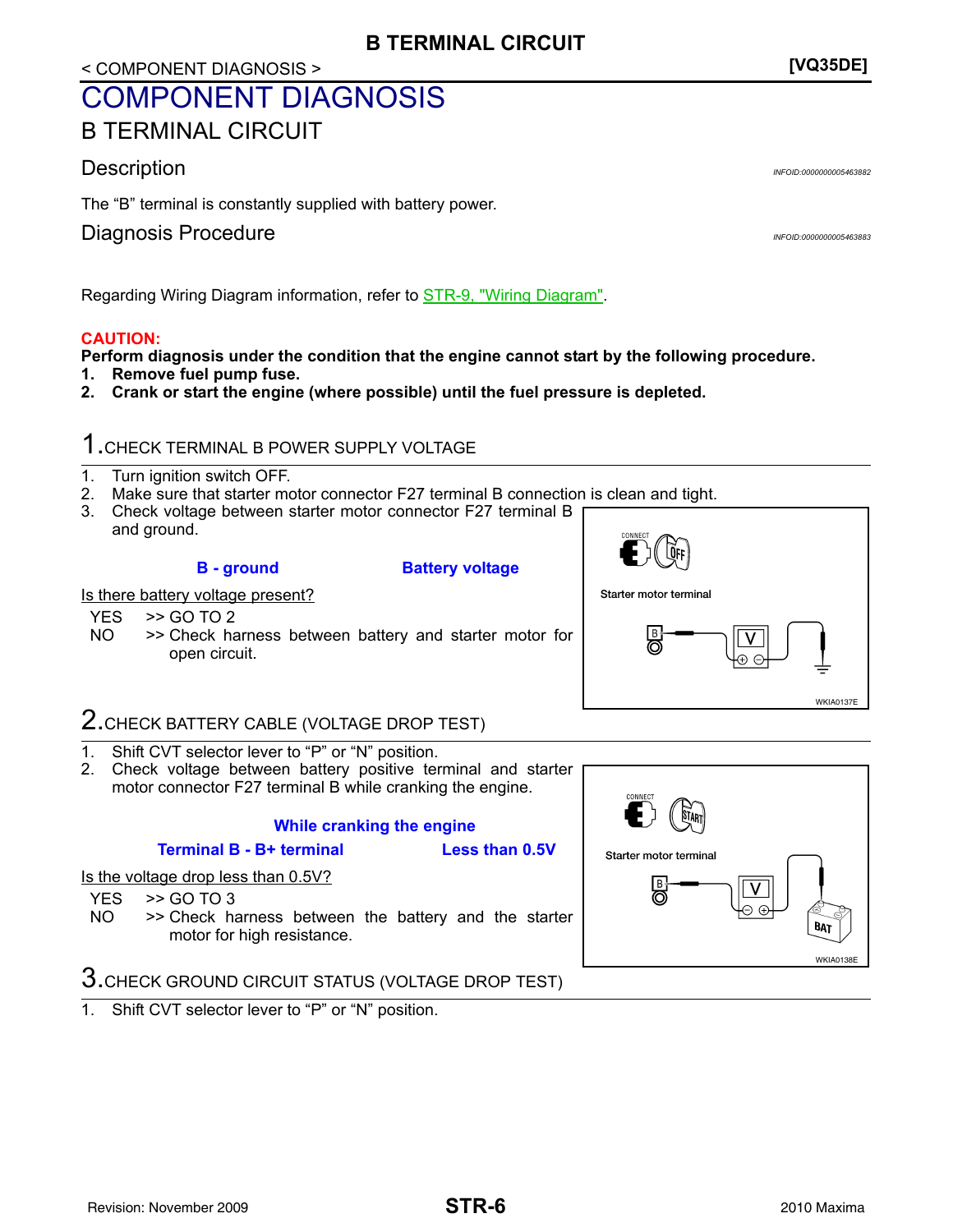# COMPONENT DIAGNOSIS

## B TERMINAL CIRCUIT

### Description

INFOID:0000000005463882

The “B” terminal is constantly supplied with battery power.

### Diagnosis Procedure

INFOID:0000000005463883

Regarding Wiring Diagram information, refer to STR-9, "Wiring Diagram".

**CAUTION:**

**Perform diagnosis under the condition that the engine cannot start by the following procedure.**

1. **Remove fuel pump fuse.**
2. **Crank or start the engine (where possible) until the fuel pressure is depleted.**

#### 1. CHECK TERMINAL B POWER SUPPLY VOLTAGE

1. Turn ignition switch OFF.
2. Make sure that starter motor connector F27 terminal B connection is clean and tight.
3. Check voltage between starter motor connector F27 terminal B and ground.

**B - ground** **Battery voltage**

Is there battery voltage present?

YES >> GO TO 2

NO >> Check harness between battery and starter motor for open circuit.

CONNECT

OFF

Starter motor terminal

B

V

WKIA0137E

#### 2. CHECK BATTERY CABLE (VOLTAGE DROP TEST)

1. Shift CVT selector lever to “P” or “N” position.
2. Check voltage between battery positive terminal and starter motor connector F27 terminal B while cranking the engine.

**While cranking the engine**

**Terminal B - B+ terminal** **Less than 0.5V**

Is the voltage drop less than 0.5V?

YES >> GO TO 3

NO >> Check harness between the battery and the starter motor for high resistance.

CONNECT

START

Starter motor terminal

B

V

BAT

WKIA0138E

#### 3. CHECK GROUND CIRCUIT STATUS (VOLTAGE DROP TEST)

1. Shift CVT selector lever to “P” or “N” position.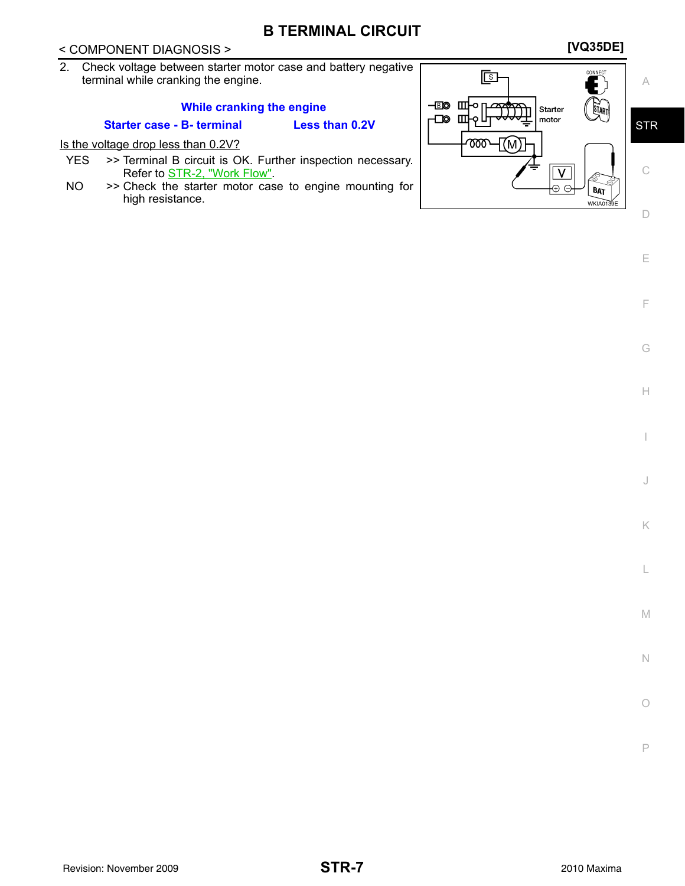# B TERMINAL CIRCUIT

2. Check voltage between starter motor case and battery negative terminal while cranking the engine.

**While cranking the engine**

| | |
|---|---|
| **Starter case - B- terminal** | **Less than 0.2V** |

Is the voltage drop less than 0.2V?

YES >> Terminal B circuit is OK. Further inspection necessary. Refer to STR-2, "Work Flow".

NO >> Check the starter motor case to engine mounting for high resistance.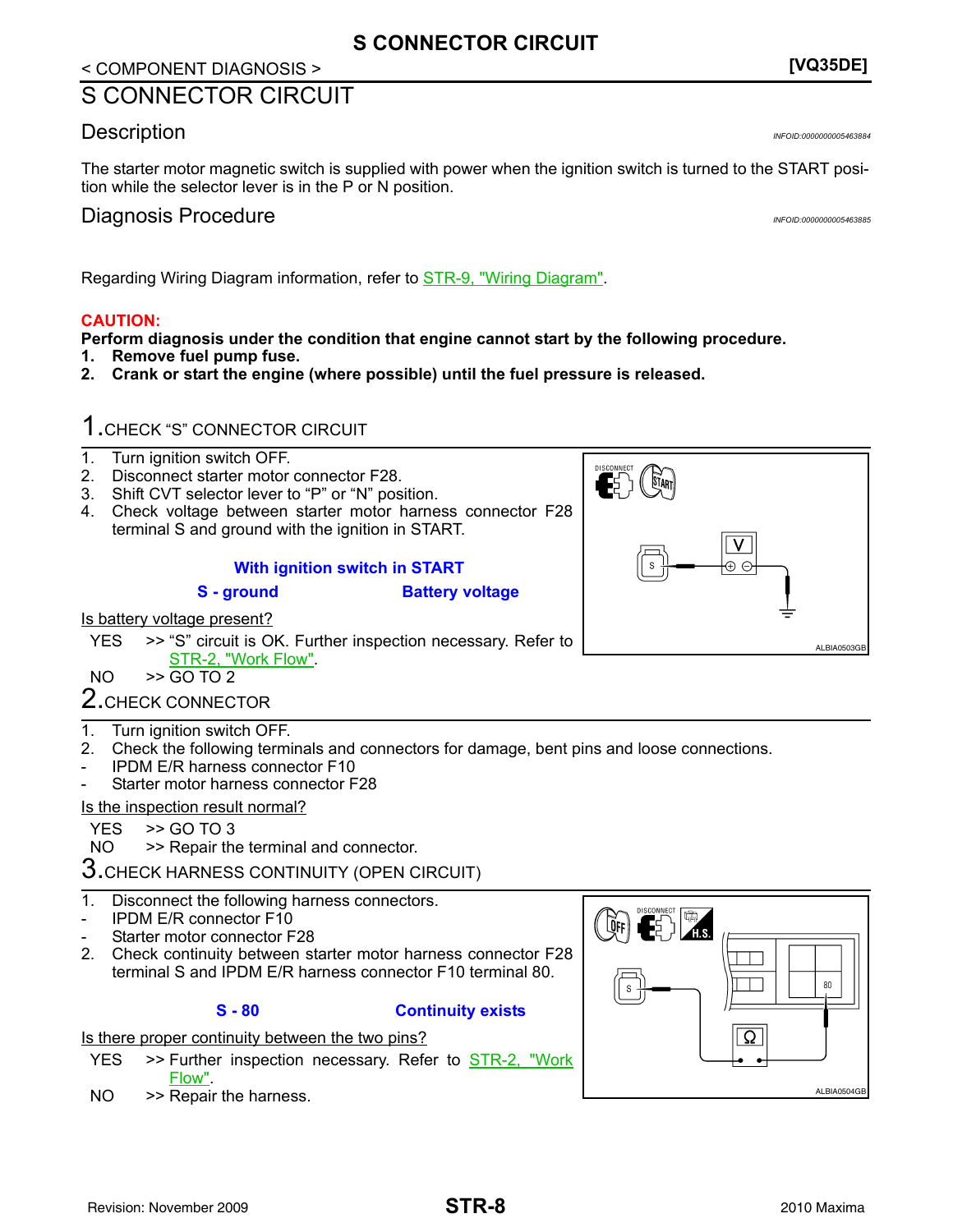# S CONNECTOR CIRCUIT

## Description

INFOID:0000000005463884

The starter motor magnetic switch is supplied with power when the ignition switch is turned to the START position while the selector lever is in the P or N position.

## Diagnosis Procedure

INFOID:0000000005463885

Regarding Wiring Diagram information, refer to STR-9, "Wiring Diagram".

**CAUTION:**
**Perform diagnosis under the condition that engine cannot start by the following procedure.**
1. **Remove fuel pump fuse.**
2. **Crank or start the engine (where possible) until the fuel pressure is released.**

### 1.CHECK "S" CONNECTOR CIRCUIT

1. Turn ignition switch OFF.
2. Disconnect starter motor connector F28.
3. Shift CVT selector lever to "P" or "N" position.
4. Check voltage between starter motor harness connector F28 terminal S and ground with the ignition in START.

**With ignition switch in START**

| | |
|---|---|
| **S - ground** | **Battery voltage** |

DISCONNECT
START
S
V
ALBIA0503GB

Is battery voltage present?

YES >> "S" circuit is OK. Further inspection necessary. Refer to STR-2, "Work Flow".
NO >> GO TO 2

### 2.CHECK CONNECTOR

1. Turn ignition switch OFF.
2. Check the following terminals and connectors for damage, bent pins and loose connections.
- IPDM E/R harness connector F10
- Starter motor harness connector F28

Is the inspection result normal?

YES >> GO TO 3
NO >> Repair the terminal and connector.

### 3.CHECK HARNESS CONTINUITY (OPEN CIRCUIT)

1. Disconnect the following harness connectors.
- IPDM E/R connector F10
- Starter motor connector F28
2. Check continuity between starter motor harness connector F28 terminal S and IPDM E/R harness connector F10 terminal 80.

| | |
|---|---|
| **S - 80** | **Continuity exists** |

OFF
DISCONNECT
H.S.
S
80
Ω
ALBIA0504GB

Is there proper continuity between the two pins?

YES >> Further inspection necessary. Refer to STR-2, "Work Flow".
NO >> Repair the harness.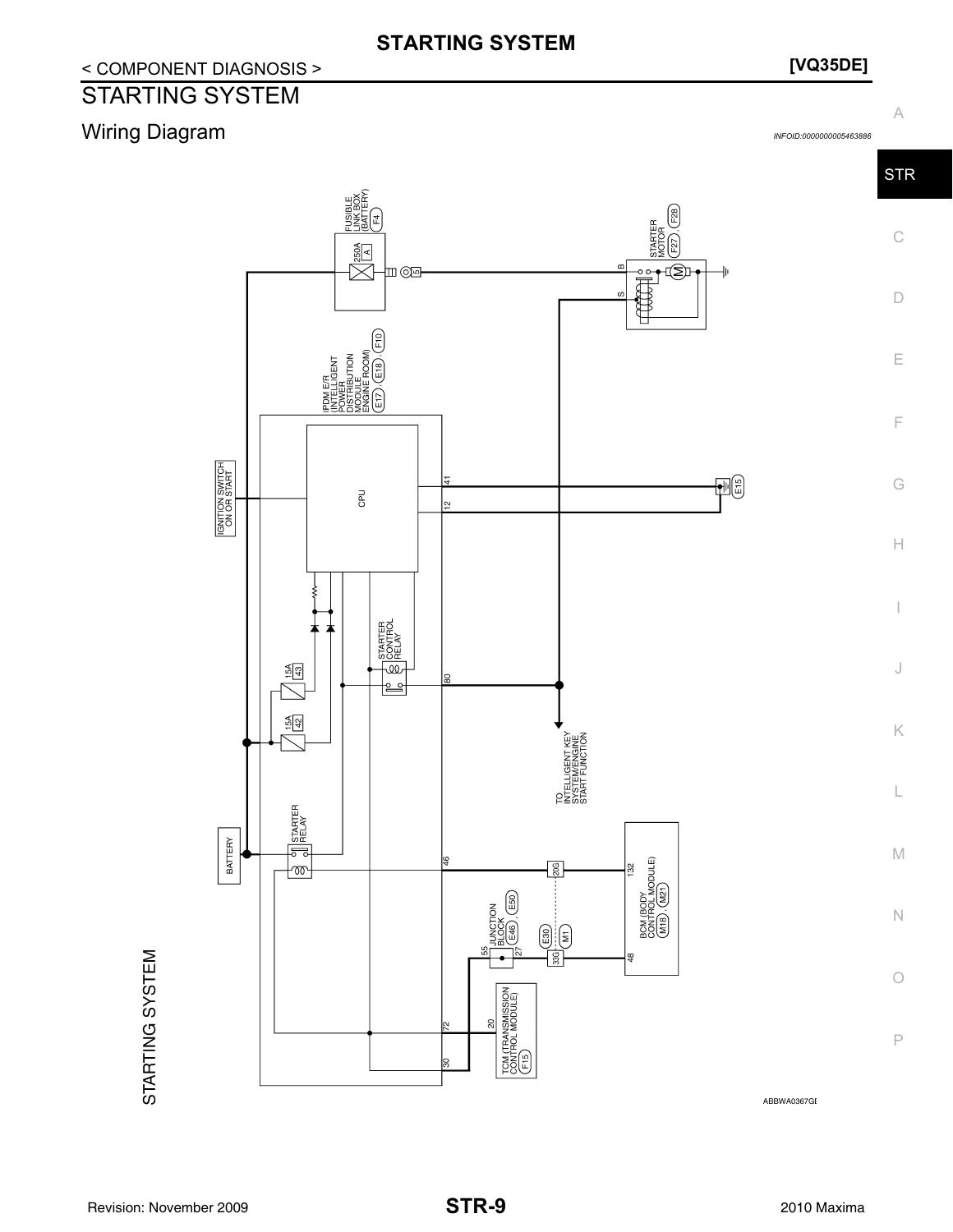# STARTING SYSTEM

## Wiring Diagram

INFOID:0000000005463886

FUSIBLE LINK BOX (BATTERY) F4

250A A

5

STARTER MOTOR F27, F28

B

S

M

IPDM E/R (INTELLIGENT POWER DISTRIBUTION MODULE ENGINE ROOM) E17, E18, F10

IGNITION SWITCH ON OR START

CPU

41

12

E15

STARTER CONTROL RELAY

15A 43

15A 42

80

TO INTELLIGENT KEY SYSTEM/ENGINE START FUNCTION

BATTERY

STARTER RELAY

46

20G

132

BCM (BODY CONTROL MODULE) M18, M21

JUNCTION BLOCK E46, E50

55

27

E30, M1

33G

48

72

20

TCM (TRANSMISSION CONTROL MODULE) F15

30

STARTING SYSTEM

ABBWA0367GB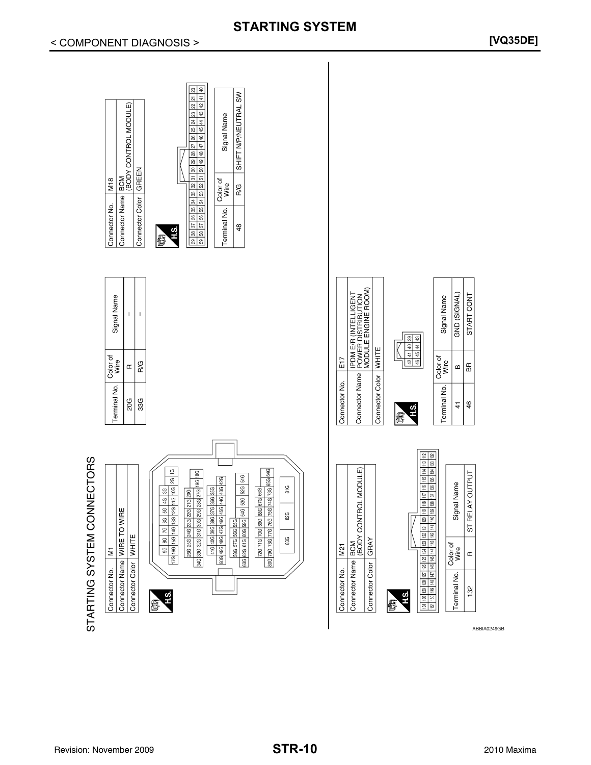# STARTING SYSTEM

< COMPONENT DIAGNOSIS >

[VQ35DE]

## STARTING SYSTEM CONNECTORS

| | |
|---|---|
| Connector No. | M1 |
| Connector Name | WIRE TO WIRE |
| Connector Color | WHITE |

H.S.

| Terminal No. | Color of Wire | Signal Name |
|---|---|---|
| 20G | R | – |
| 33G | R/G | – |

| | |
|---|---|
| Connector No. | M18 |
| Connector Name | BCM (BODY CONTROL MODULE) |
| Connector Color | GREEN |

H.S.

| Terminal No. | Color of Wire | Signal Name |
|---|---|---|
| 48 | R/G | SHIFT N/P/NEUTRAL SW |

| | |
|---|---|
| Connector No. | M21 |
| Connector Name | BCM (BODY CONTROL MODULE) |
| Connector Color | GRAY |

H.S.

| Terminal No. | Color of Wire | Signal Name |
|---|---|---|
| 132 | R | ST RELAY OUTPUT |

| | |
|---|---|
| Connector No. | E17 |
| Connector Name | IPDM E/R (INTELLIGENT POWER DISTRIBUTION MODULE ENGINE ROOM) |
| Connector Color | WHITE |

H.S.

| Terminal No. | Color of Wire | Signal Name |
|---|---|---|
| 41 | B | GND (SIGNAL) |
| 46 | BR | START CONT |

ABBIA0249GB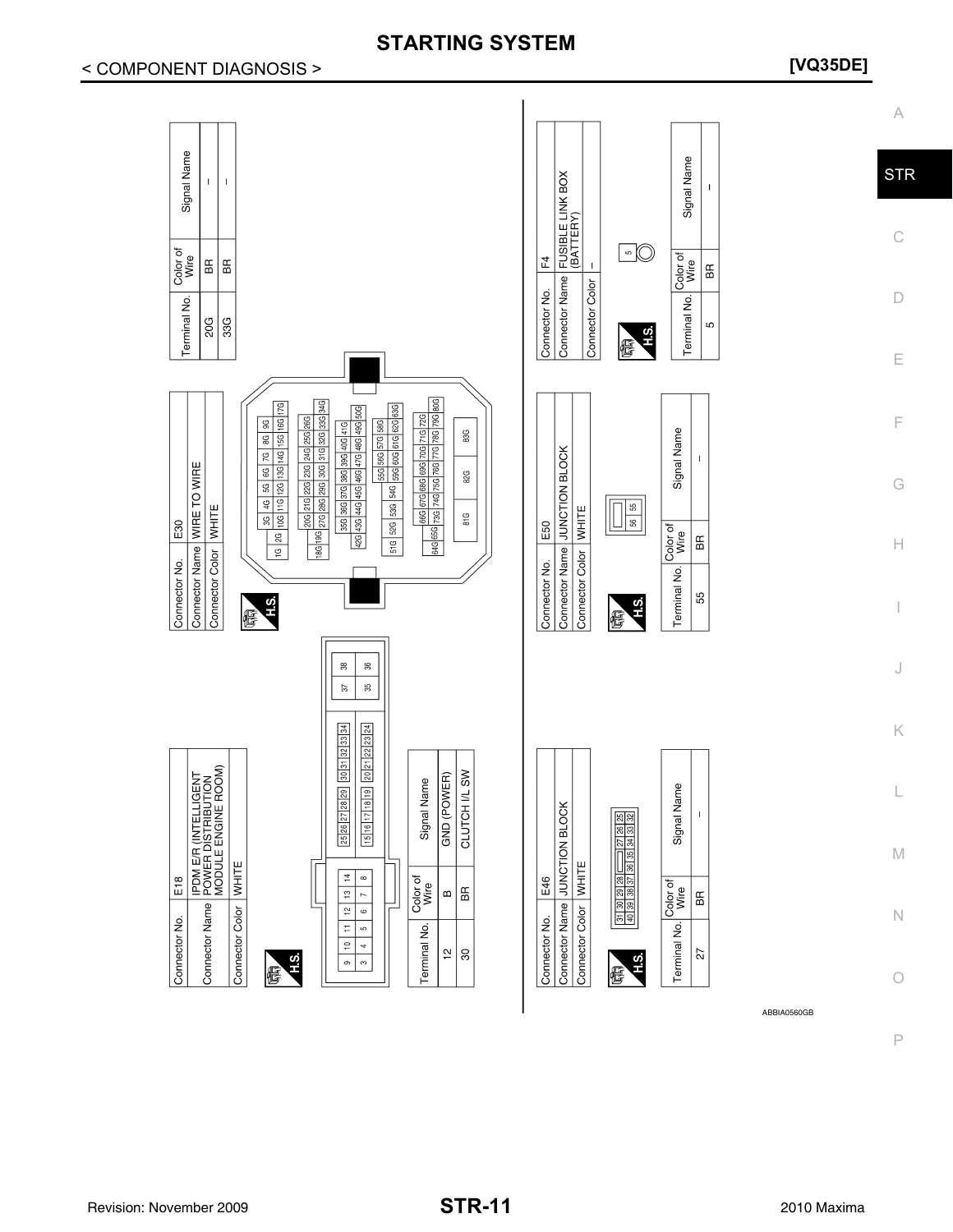| | |
|---|---|
| Connector No. | E18 |
| Connector Name | IPDM E/R (INTELLIGENT POWER DISTRIBUTION MODULE ENGINE ROOM) |
| Connector Color | WHITE |

H.S.

| Terminal No. | Color of Wire | Signal Name |
|---|---|---|
| 12 | B | GND (POWER) |
| 30 | BR | CLUTCH I/L SW |

| | |
|---|---|
| Connector No. | E30 |
| Connector Name | WIRE TO WIRE |
| Connector Color | WHITE |

H.S.

| Terminal No. | Color of Wire | Signal Name |
|---|---|---|
| 20G | BR | – |
| 33G | BR | – |

| | |
|---|---|
| Connector No. | E46 |
| Connector Name | JUNCTION BLOCK |
| Connector Color | WHITE |

H.S.

| Terminal No. | Color of Wire | Signal Name |
|---|---|---|
| 27 | BR | – |

| | |
|---|---|
| Connector No. | E50 |
| Connector Name | JUNCTION BLOCK |
| Connector Color | WHITE |

H.S.

| Terminal No. | Color of Wire | Signal Name |
|---|---|---|
| 55 | BR | – |

| | |
|---|---|
| Connector No. | F4 |
| Connector Name | FUSIBLE LINK BOX (BATTERY) |
| Connector Color | – |

H.S.

| Terminal No. | Color of Wire | Signal Name |
|---|---|---|
| 5 | BR | – |

ABBIA0560GB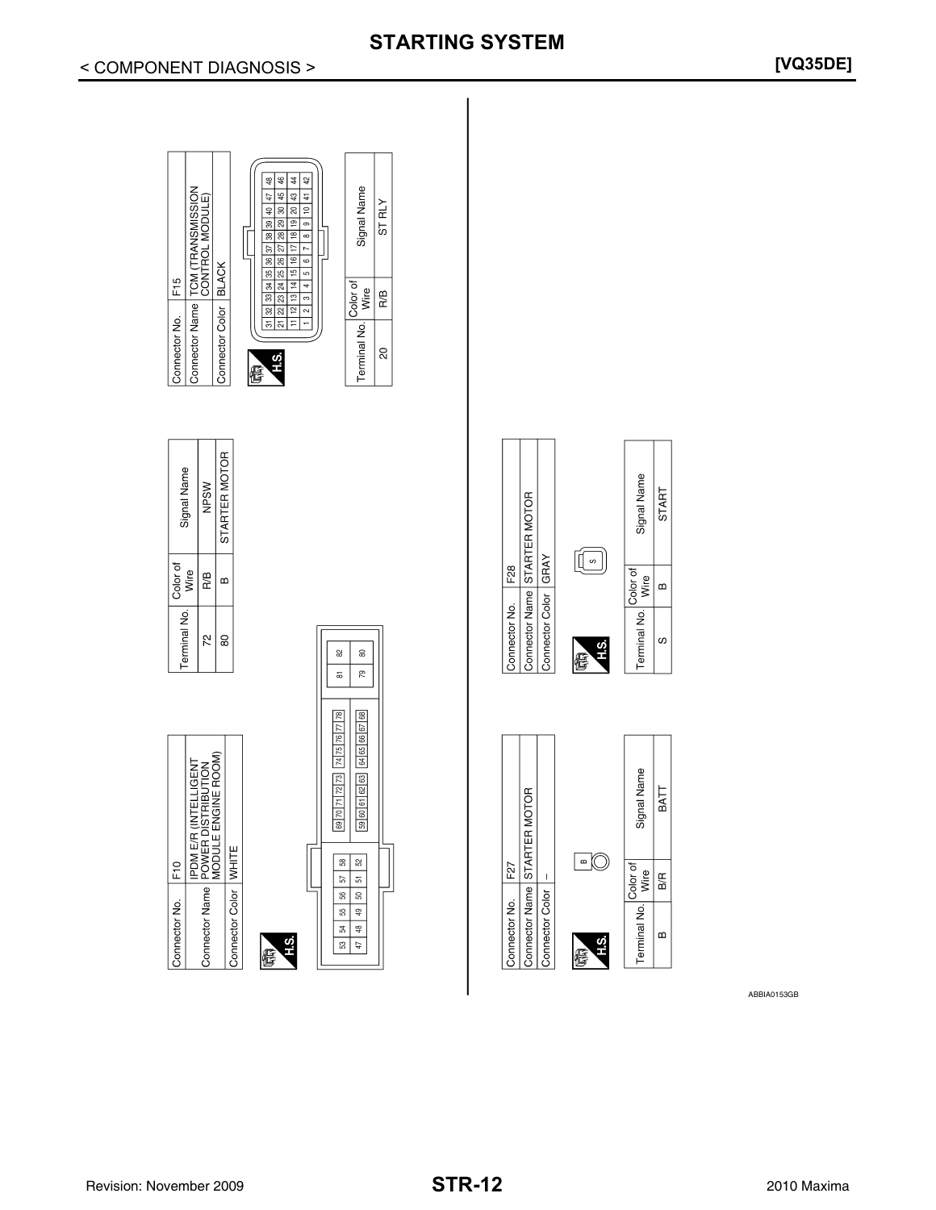# STARTING SYSTEM

< COMPONENT DIAGNOSIS > [VQ35DE]

| | |
|---|---|
| Connector No. | F10 |
| Connector Name | IPDM E/R (INTELLIGENT POWER DISTRIBUTION MODULE ENGINE ROOM) |
| Connector Color | WHITE |

H.S.

53 54 55 56 57 58
47 48 49 50 51 52
69 70 71 72 73 74 75 76 77 78
59 60 61 62 63 64 65 66 67 68
81 82
79 80

| Terminal No. | Color of Wire | Signal Name |
|---|---|---|
| 72 | R/B | NPSW |
| 80 | B | STARTER MOTOR |

| | |
|---|---|
| Connector No. | F15 |
| Connector Name | TCM (TRANSMISSION CONTROL MODULE) |
| Connector Color | BLACK |

H.S.

31 32 33 34 35 36 37 38 39 40 47 48
21 22 23 24 25 26 27 28 29 30 45 46
11 12 13 14 15 16 17 18 19 20 43 44
1 2 3 4 5 6 7 8 9 10 41 42

| Terminal No. | Color of Wire | Signal Name |
|---|---|---|
| 20 | R/B | ST RLY |

| | |
|---|---|
| Connector No. | F27 |
| Connector Name | STARTER MOTOR |
| Connector Color | – |

H.S.

B

| Terminal No. | Color of Wire | Signal Name |
|---|---|---|
| B | B/R | BATT |

| | |
|---|---|
| Connector No. | F28 |
| Connector Name | STARTER MOTOR |
| Connector Color | GRAY |

H.S.

S

| Terminal No. | Color of Wire | Signal Name |
|---|---|---|
| S | B | START |

ABBIA0153GB

Revision: November 2009 | STR-12 | 2010 Maxima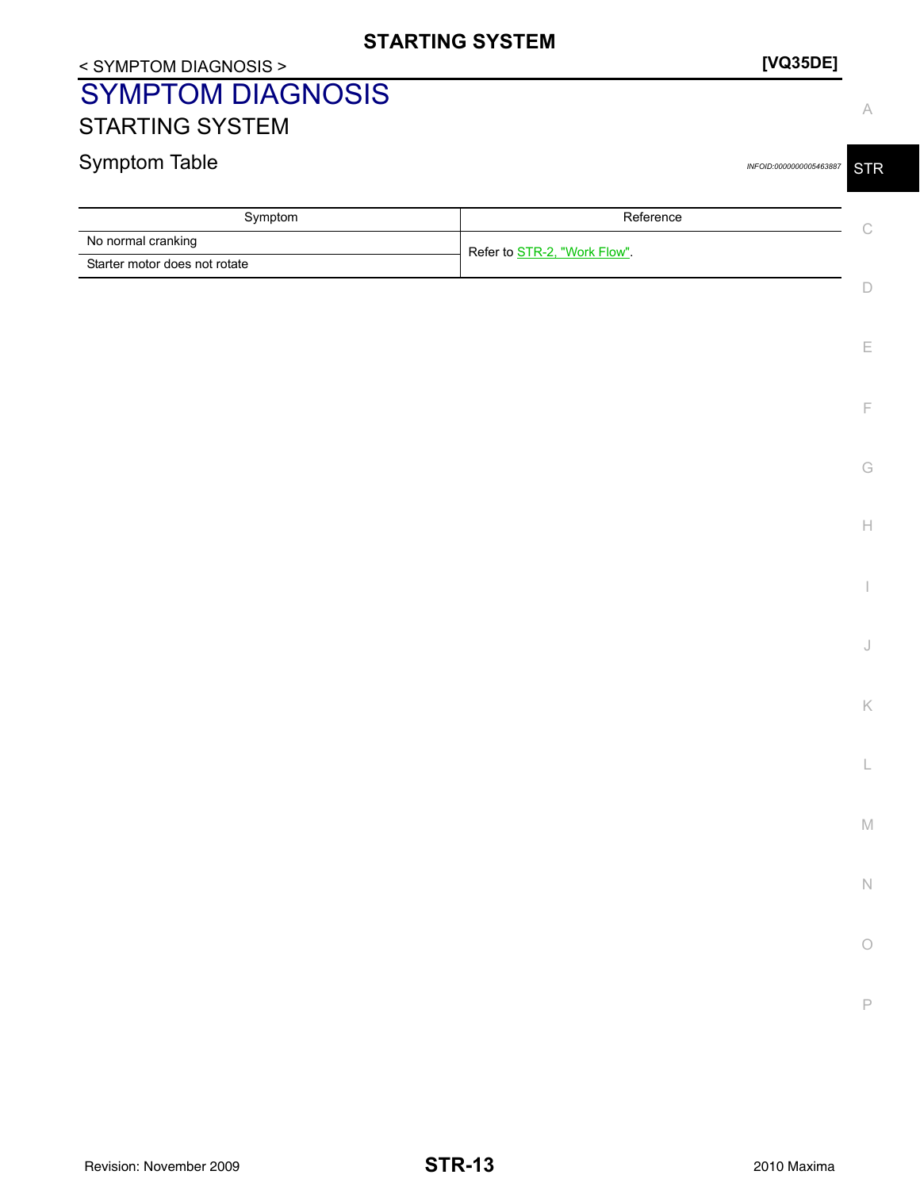# SYMPTOM DIAGNOSIS

## STARTING SYSTEM

### Symptom Table

INFOID:0000000005463887

| Symptom | Reference |
| --- | --- |
| No normal cranking | Refer to STR-2, "Work Flow". |
| Starter motor does not rotate | |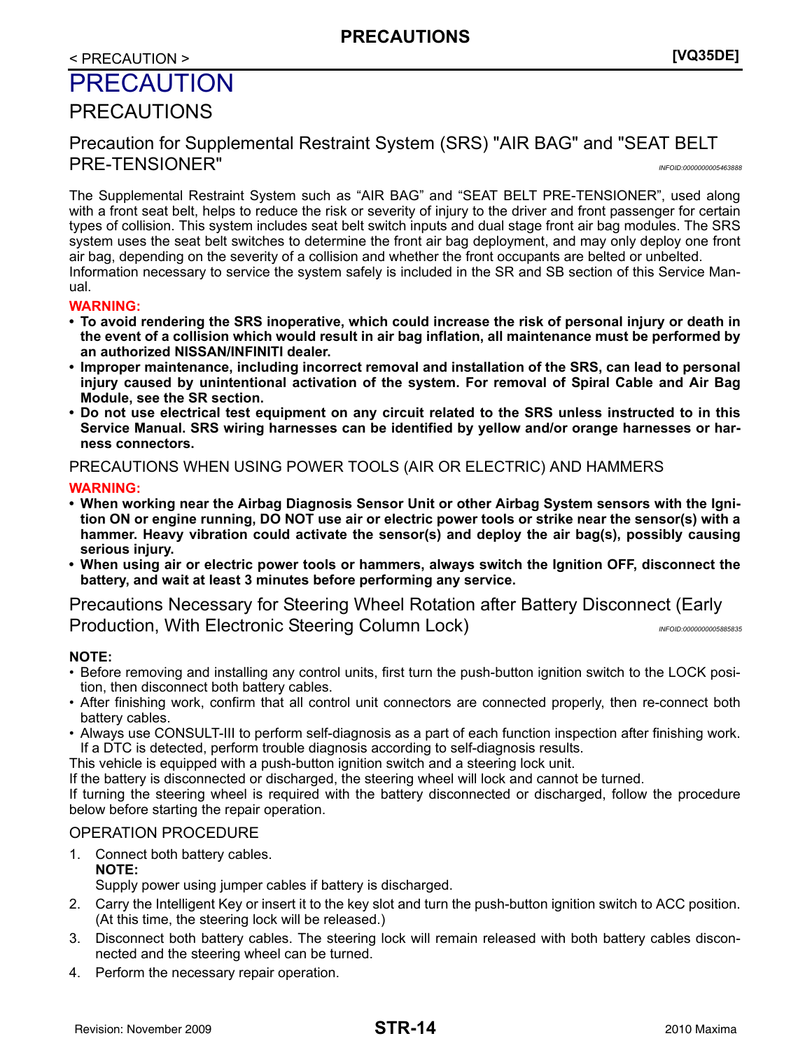# PRECAUTION

## PRECAUTIONS

### Precaution for Supplemental Restraint System (SRS) "AIR BAG" and "SEAT BELT PRE-TENSIONER"

*INFOID:0000000005463888*

The Supplemental Restraint System such as “AIR BAG” and “SEAT BELT PRE-TENSIONER”, used along with a front seat belt, helps to reduce the risk or severity of injury to the driver and front passenger for certain types of collision. This system includes seat belt switch inputs and dual stage front air bag modules. The SRS system uses the seat belt switches to determine the front air bag deployment, and may only deploy one front air bag, depending on the severity of a collision and whether the front occupants are belted or unbelted.
Information necessary to service the system safely is included in the SR and SB section of this Service Manual.

**WARNING:**

- **To avoid rendering the SRS inoperative, which could increase the risk of personal injury or death in the event of a collision which would result in air bag inflation, all maintenance must be performed by an authorized NISSAN/INFINITI dealer.**
- **Improper maintenance, including incorrect removal and installation of the SRS, can lead to personal injury caused by unintentional activation of the system. For removal of Spiral Cable and Air Bag Module, see the SR section.**
- **Do not use electrical test equipment on any circuit related to the SRS unless instructed to in this Service Manual. SRS wiring harnesses can be identified by yellow and/or orange harnesses or harness connectors.**

#### PRECAUTIONS WHEN USING POWER TOOLS (AIR OR ELECTRIC) AND HAMMERS

**WARNING:**

- **When working near the Airbag Diagnosis Sensor Unit or other Airbag System sensors with the Ignition ON or engine running, DO NOT use air or electric power tools or strike near the sensor(s) with a hammer. Heavy vibration could activate the sensor(s) and deploy the air bag(s), possibly causing serious injury.**
- **When using air or electric power tools or hammers, always switch the Ignition OFF, disconnect the battery, and wait at least 3 minutes before performing any service.**

### Precautions Necessary for Steering Wheel Rotation after Battery Disconnect (Early Production, With Electronic Steering Column Lock)

*INFOID:0000000005885835*

**NOTE:**

- Before removing and installing any control units, first turn the push-button ignition switch to the LOCK position, then disconnect both battery cables.
- After finishing work, confirm that all control unit connectors are connected properly, then re-connect both battery cables.
- Always use CONSULT-III to perform self-diagnosis as a part of each function inspection after finishing work. If a DTC is detected, perform trouble diagnosis according to self-diagnosis results.

This vehicle is equipped with a push-button ignition switch and a steering lock unit.
If the battery is disconnected or discharged, the steering wheel will lock and cannot be turned.
If turning the steering wheel is required with the battery disconnected or discharged, follow the procedure below before starting the repair operation.

#### OPERATION PROCEDURE

1. Connect both battery cables.
   **NOTE:**
   Supply power using jumper cables if battery is discharged.
2. Carry the Intelligent Key or insert it to the key slot and turn the push-button ignition switch to ACC position. (At this time, the steering lock will be released.)
3. Disconnect both battery cables. The steering lock will remain released with both battery cables disconnected and the steering wheel can be turned.
4. Perform the necessary repair operation.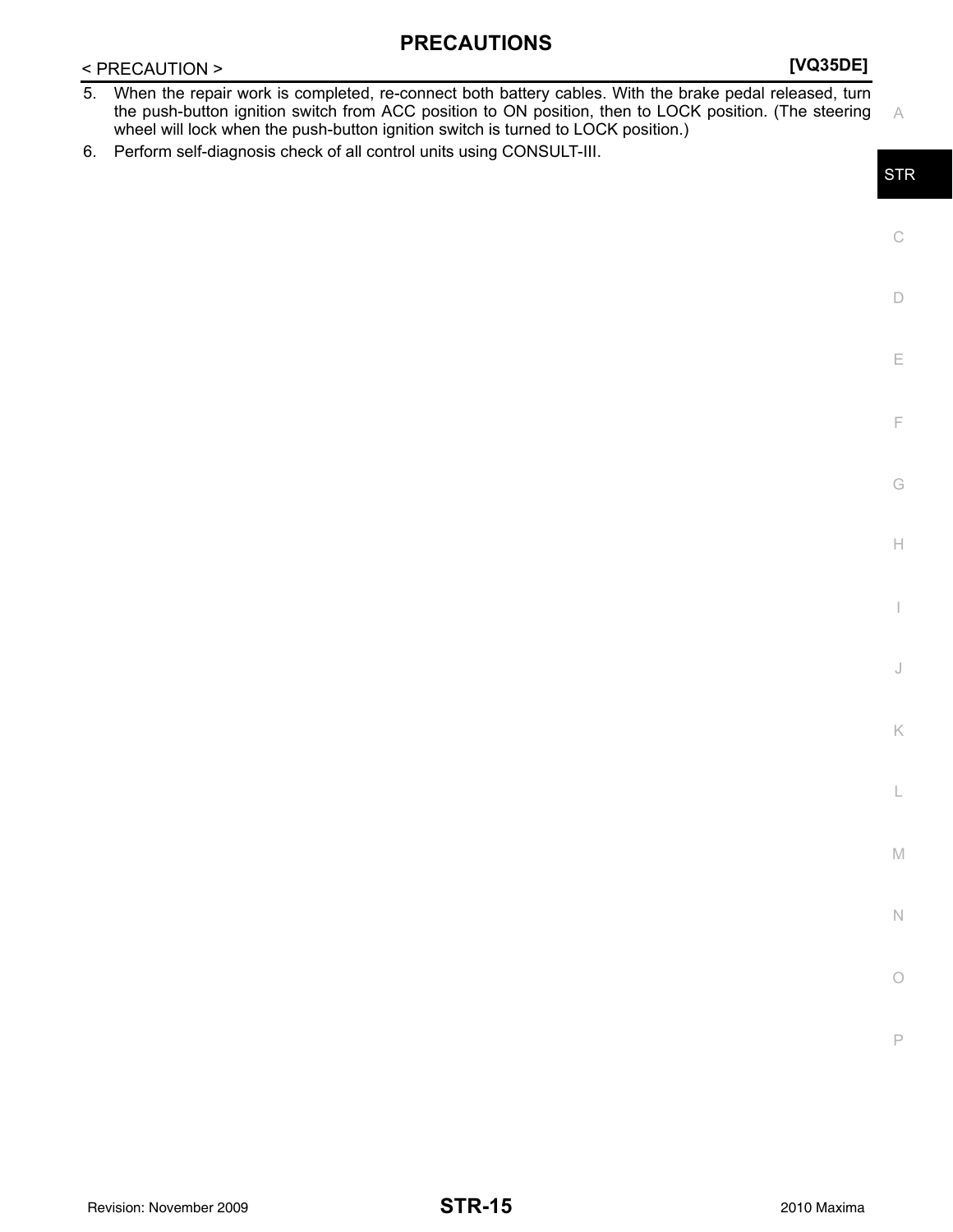5. When the repair work is completed, re-connect both battery cables. With the brake pedal released, turn the push-button ignition switch from ACC position to ON position, then to LOCK position. (The steering wheel will lock when the push-button ignition switch is turned to LOCK position.)
6. Perform self-diagnosis check of all control units using CONSULT-III.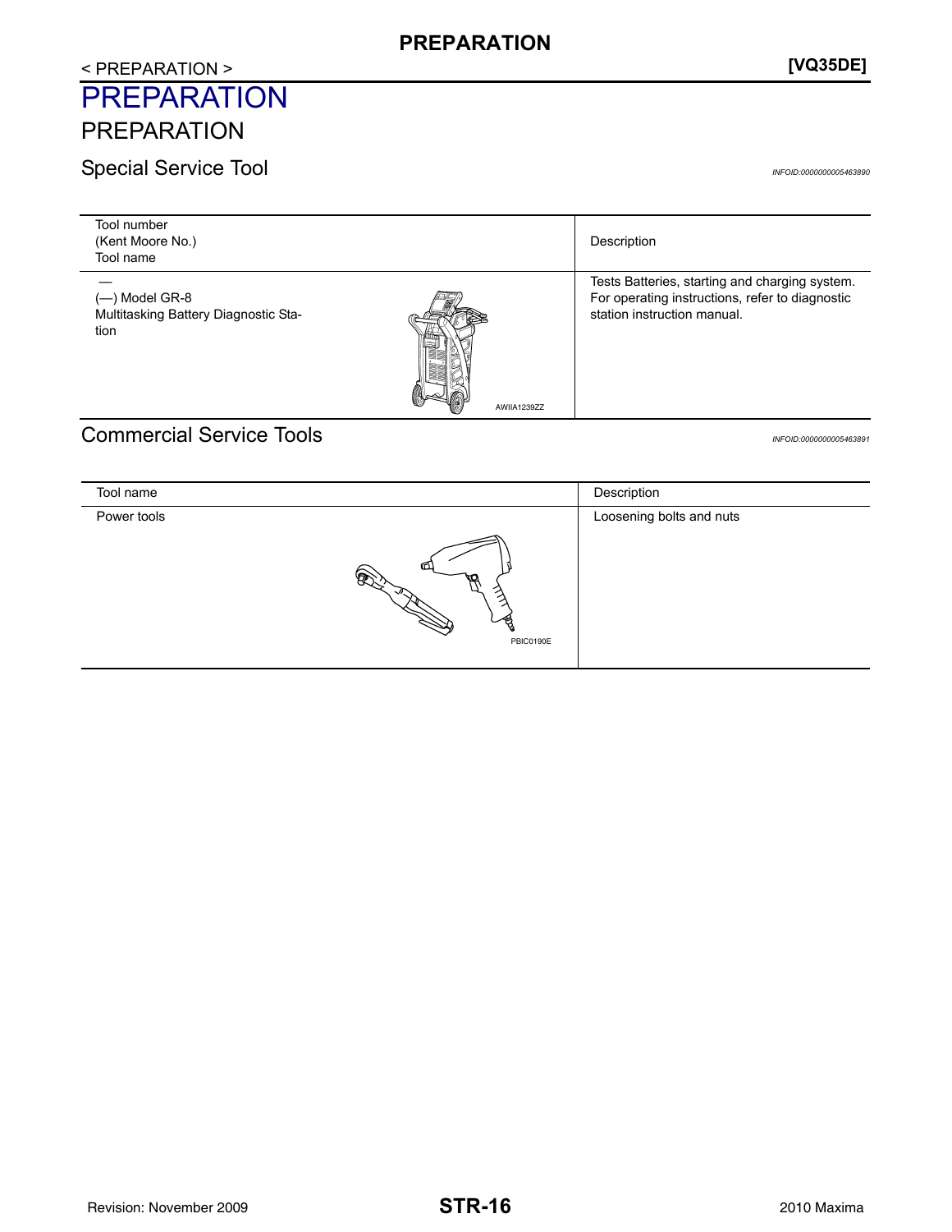# PREPARATION

## PREPARATION

### Special Service Tool

*INFOID:0000000005463890*

| Tool number (Kent Moore No.) Tool name | Description |
|---|---|
| — (—) Model GR-8 Multitasking Battery Diagnostic Station AWIIA1239ZZ | Tests Batteries, starting and charging system. For operating instructions, refer to diagnostic station instruction manual. |

### Commercial Service Tools

*INFOID:0000000005463891*

| Tool name | Description |
|---|---|
| Power tools PBIC0190E | Loosening bolts and nuts |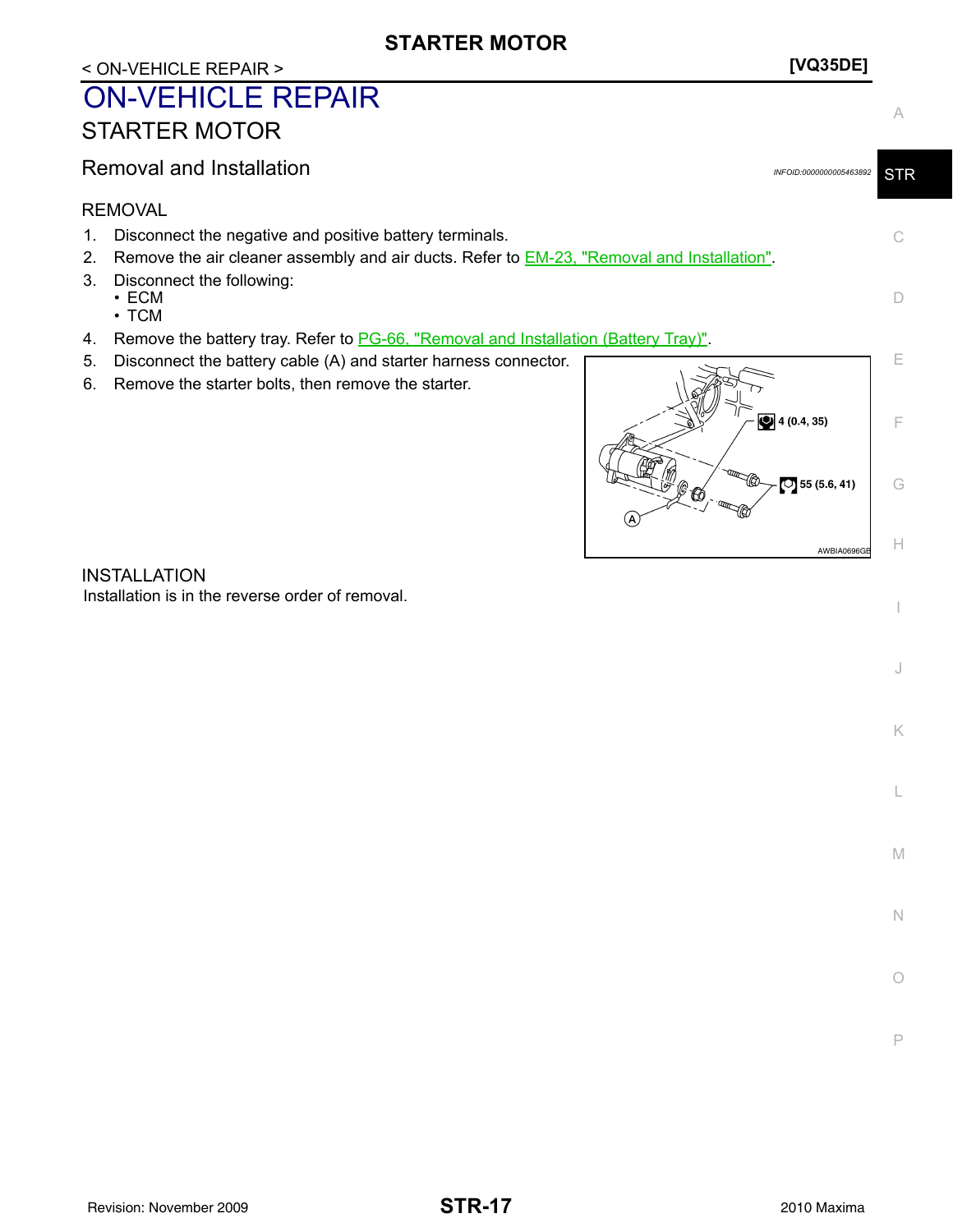# ON-VEHICLE REPAIR

## STARTER MOTOR

### Removal and Installation

INFOID:0000000005463892

#### REMOVAL

1. Disconnect the negative and positive battery terminals.
2. Remove the air cleaner assembly and air ducts. Refer to EM-23, "Removal and Installation".
3. Disconnect the following:
   - ECM
   - TCM
4. Remove the battery tray. Refer to PG-66, "Removal and Installation (Battery Tray)".
5. Disconnect the battery cable (A) and starter harness connector.
6. Remove the starter bolts, then remove the starter.

4 (0.4, 35)

55 (5.6, 41)

A

AWBIA0696GB

#### INSTALLATION

Installation is in the reverse order of removal.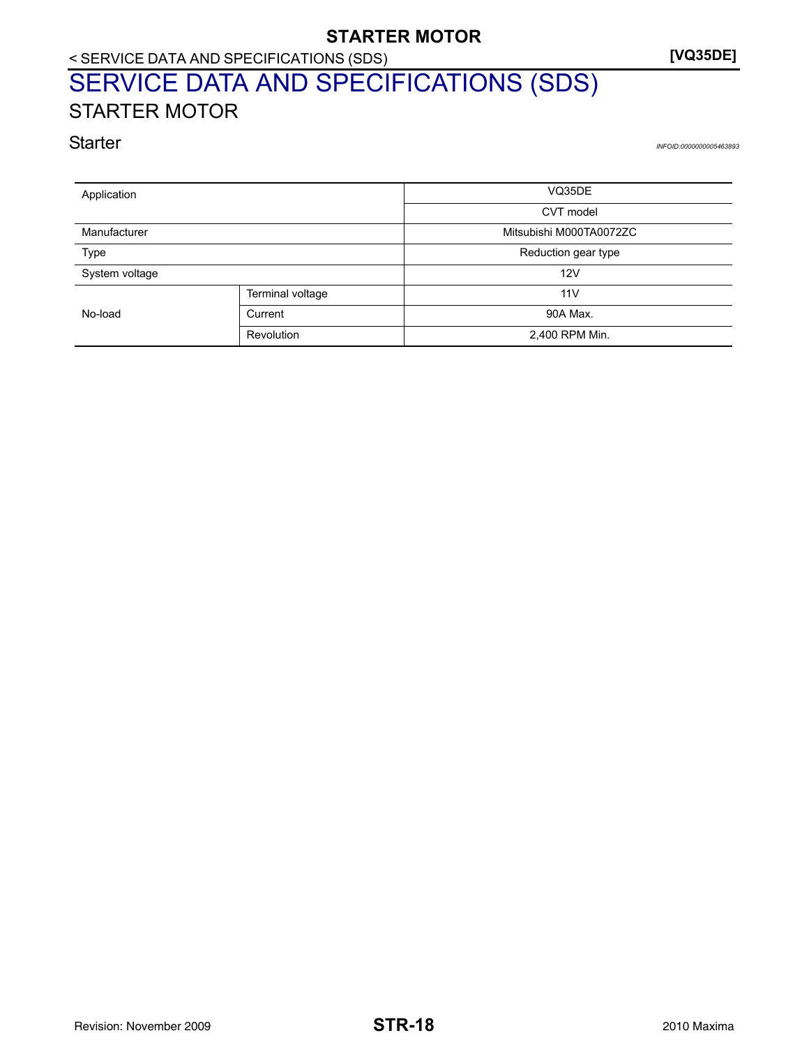# SERVICE DATA AND SPECIFICATIONS (SDS)

## STARTER MOTOR

### Starter

*INFOID:0000000005463893*

| | | |
|---|---|---|
| Application | | VQ35DE |
| | | CVT model |
| Manufacturer | | Mitsubishi M000TA0072ZC |
| Type | | Reduction gear type |
| System voltage | | 12V |
| No-load | Terminal voltage | 11V |
| | Current | 90A Max. |
| | Revolution | 2,400 RPM Min. |